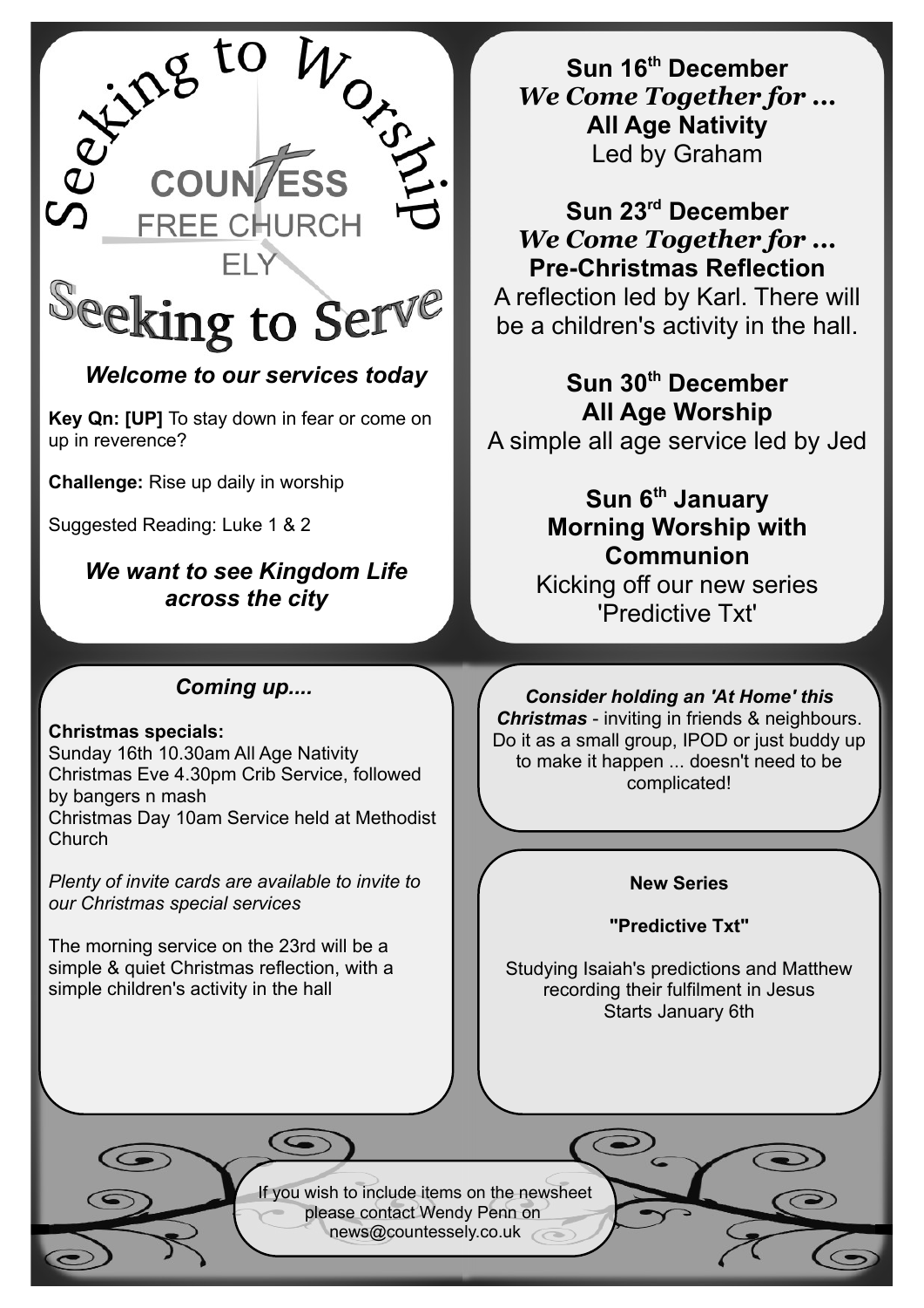# Seeking to Worship

**COUNTESS**
FREE CHURCH
ELY

# Seeking to Serve

***Welcome to our services today***

**Key Qn: [UP]** To stay down in fear or come on up in reverence?

**Challenge:** Rise up daily in worship

Suggested Reading: Luke 1 & 2

***We want to see Kingdom Life across the city***

**Sun 16th December**
***We Come Together for ...***
**All Age Nativity**
Led by Graham

**Sun 23rd December**
***We Come Together for ...***
**Pre-Christmas Reflection**
A reflection led by Karl. There will be a children's activity in the hall.

**Sun 30th December**
**All Age Worship**
A simple all age service led by Jed

**Sun 6th January**
**Morning Worship with Communion**
Kicking off our new series 'Predictive Txt'

## *Coming up....*

**Christmas specials:**
Sunday 16th 10.30am All Age Nativity
Christmas Eve 4.30pm Crib Service, followed by bangers n mash
Christmas Day 10am Service held at Methodist Church

*Plenty of invite cards are available to invite to our Christmas special services*

The morning service on the 23rd will be a simple & quiet Christmas reflection, with a simple children's activity in the hall

***Consider holding an 'At Home' this Christmas*** - inviting in friends & neighbours. Do it as a small group, IPOD or just buddy up to make it happen ... doesn't need to be complicated!

**New Series**

**"Predictive Txt"**

Studying Isaiah's predictions and Matthew recording their fulfilment in Jesus
Starts January 6th

If you wish to include items on the newsheet please contact Wendy Penn on news@countessely.co.uk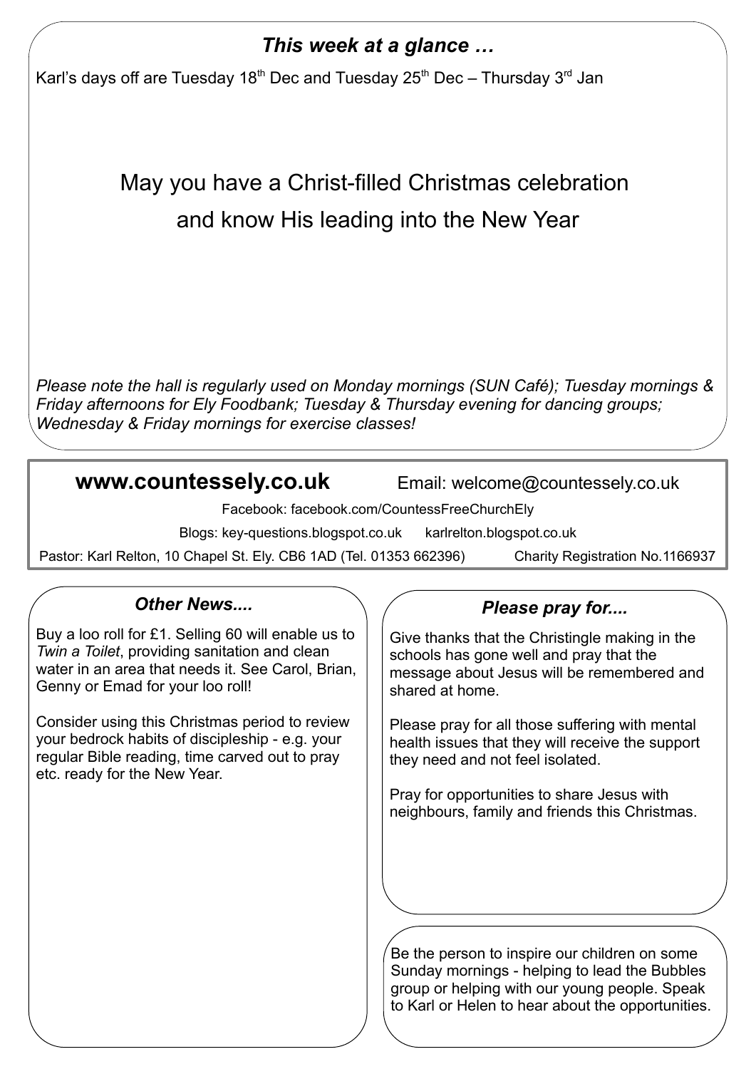## *This week at a glance …*

Karl's days off are Tuesday 18th Dec and Tuesday 25th Dec – Thursday 3rd Jan

May you have a Christ-filled Christmas celebration and know His leading into the New Year

*Please note the hall is regularly used on Monday mornings (SUN Café); Tuesday mornings & Friday afternoons for Ely Foodbank; Tuesday & Thursday evening for dancing groups; Wednesday & Friday mornings for exercise classes!*

**www.countessely.co.uk** Email: welcome@countessely.co.uk

Facebook: facebook.com/CountessFreeChurchEly

Blogs: key-questions.blogspot.co.uk karlrelton.blogspot.co.uk

Pastor: Karl Relton, 10 Chapel St. Ely. CB6 1AD (Tel. 01353 662396) Charity Registration No.1166937

## *Other News....*

Buy a loo roll for £1. Selling 60 will enable us to *Twin a Toilet*, providing sanitation and clean water in an area that needs it. See Carol, Brian, Genny or Emad for your loo roll!

Consider using this Christmas period to review your bedrock habits of discipleship - e.g. your regular Bible reading, time carved out to pray etc. ready for the New Year.

## *Please pray for....*

Give thanks that the Christingle making in the schools has gone well and pray that the message about Jesus will be remembered and shared at home.

Please pray for all those suffering with mental health issues that they will receive the support they need and not feel isolated.

Pray for opportunities to share Jesus with neighbours, family and friends this Christmas.

Be the person to inspire our children on some Sunday mornings - helping to lead the Bubbles group or helping with our young people. Speak to Karl or Helen to hear about the opportunities.